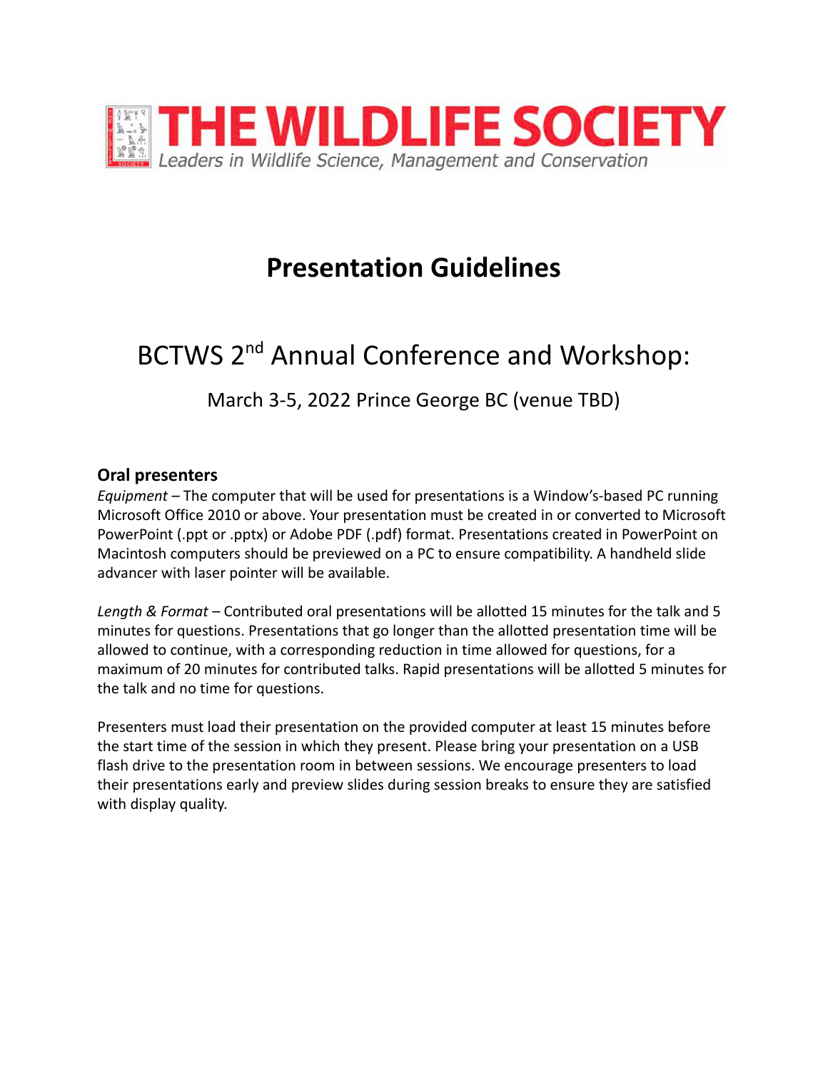THE WILDLIFE SOCIETY

*Leaders in Wildlife Science, Management and Conservation*

# Presentation Guidelines

## BCTWS 2nd Annual Conference and Workshop:

March 3-5, 2022 Prince George BC (venue TBD)

### Oral presenters

*Equipment* – The computer that will be used for presentations is a Window's-based PC running Microsoft Office 2010 or above. Your presentation must be created in or converted to Microsoft PowerPoint (.ppt or .pptx) or Adobe PDF (.pdf) format. Presentations created in PowerPoint on Macintosh computers should be previewed on a PC to ensure compatibility. A handheld slide advancer with laser pointer will be available.

*Length & Format* – Contributed oral presentations will be allotted 15 minutes for the talk and 5 minutes for questions. Presentations that go longer than the allotted presentation time will be allowed to continue, with a corresponding reduction in time allowed for questions, for a maximum of 20 minutes for contributed talks. Rapid presentations will be allotted 5 minutes for the talk and no time for questions.

Presenters must load their presentation on the provided computer at least 15 minutes before the start time of the session in which they present. Please bring your presentation on a USB flash drive to the presentation room in between sessions. We encourage presenters to load their presentations early and preview slides during session breaks to ensure they are satisfied with display quality.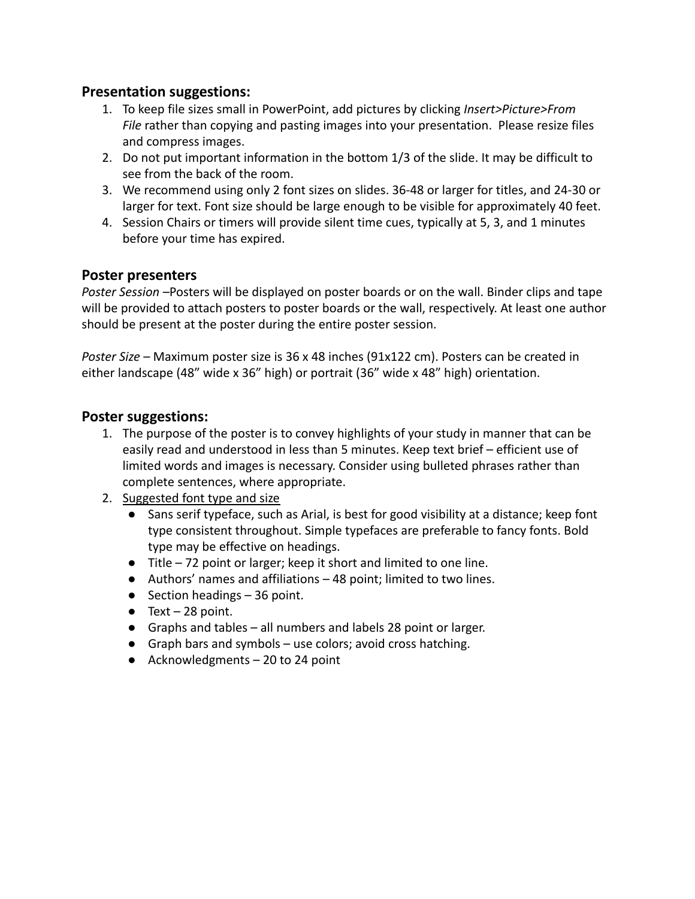### **Presentation suggestions:**

1. To keep file sizes small in PowerPoint, add pictures by clicking *Insert>Picture>From File* rather than copying and pasting images into your presentation. Please resize files and compress images.
2. Do not put important information in the bottom 1/3 of the slide. It may be difficult to see from the back of the room.
3. We recommend using only 2 font sizes on slides. 36-48 or larger for titles, and 24-30 or larger for text. Font size should be large enough to be visible for approximately 40 feet.
4. Session Chairs or timers will provide silent time cues, typically at 5, 3, and 1 minutes before your time has expired.

### **Poster presenters**

*Poster Session* –Posters will be displayed on poster boards or on the wall. Binder clips and tape will be provided to attach posters to poster boards or the wall, respectively. At least one author should be present at the poster during the entire poster session.

*Poster Size* – Maximum poster size is 36 x 48 inches (91x122 cm). Posters can be created in either landscape (48" wide x 36" high) or portrait (36" wide x 48" high) orientation.

### **Poster suggestions:**

1. The purpose of the poster is to convey highlights of your study in manner that can be easily read and understood in less than 5 minutes. Keep text brief – efficient use of limited words and images is necessary. Consider using bulleted phrases rather than complete sentences, where appropriate.
2. <u>Suggested font type and size</u>
   - Sans serif typeface, such as Arial, is best for good visibility at a distance; keep font type consistent throughout. Simple typefaces are preferable to fancy fonts. Bold type may be effective on headings.
   - Title – 72 point or larger; keep it short and limited to one line.
   - Authors' names and affiliations – 48 point; limited to two lines.
   - Section headings – 36 point.
   - Text – 28 point.
   - Graphs and tables – all numbers and labels 28 point or larger.
   - Graph bars and symbols – use colors; avoid cross hatching.
   - Acknowledgments – 20 to 24 point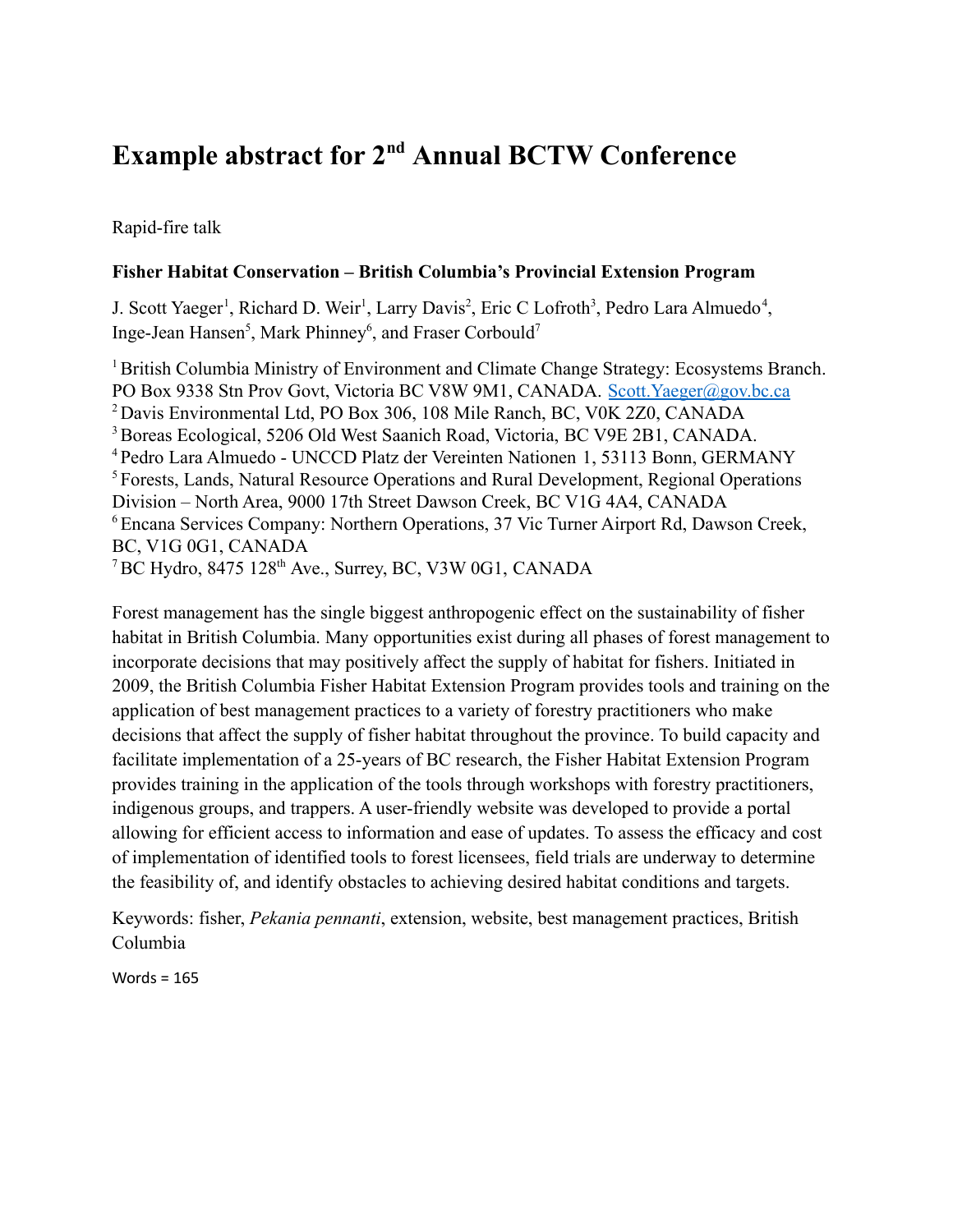# Example abstract for 2nd Annual BCTW Conference

Rapid-fire talk

**Fisher Habitat Conservation – British Columbia's Provincial Extension Program**

J. Scott Yaeger[1], Richard D. Weir[1], Larry Davis[2], Eric C Lofroth[3], Pedro Lara Almuedo[4], Inge-Jean Hansen[5], Mark Phinney[6], and Fraser Corbould[7]

[1] British Columbia Ministry of Environment and Climate Change Strategy: Ecosystems Branch. PO Box 9338 Stn Prov Govt, Victoria BC V8W 9M1, CANADA. Scott.Yaeger@gov.bc.ca
[2] Davis Environmental Ltd, PO Box 306, 108 Mile Ranch, BC, V0K 2Z0, CANADA
[3] Boreas Ecological, 5206 Old West Saanich Road, Victoria, BC V9E 2B1, CANADA.
[4] Pedro Lara Almuedo - UNCCD Platz der Vereinten Nationen 1, 53113 Bonn, GERMANY
[5] Forests, Lands, Natural Resource Operations and Rural Development, Regional Operations Division – North Area, 9000 17th Street Dawson Creek, BC V1G 4A4, CANADA
[6] Encana Services Company: Northern Operations, 37 Vic Turner Airport Rd, Dawson Creek, BC, V1G 0G1, CANADA
[7] BC Hydro, 8475 128th Ave., Surrey, BC, V3W 0G1, CANADA

Forest management has the single biggest anthropogenic effect on the sustainability of fisher habitat in British Columbia. Many opportunities exist during all phases of forest management to incorporate decisions that may positively affect the supply of habitat for fishers. Initiated in 2009, the British Columbia Fisher Habitat Extension Program provides tools and training on the application of best management practices to a variety of forestry practitioners who make decisions that affect the supply of fisher habitat throughout the province. To build capacity and facilitate implementation of a 25-years of BC research, the Fisher Habitat Extension Program provides training in the application of the tools through workshops with forestry practitioners, indigenous groups, and trappers. A user-friendly website was developed to provide a portal allowing for efficient access to information and ease of updates. To assess the efficacy and cost of implementation of identified tools to forest licensees, field trials are underway to determine the feasibility of, and identify obstacles to achieving desired habitat conditions and targets.

Keywords: fisher, *Pekania pennanti*, extension, website, best management practices, British Columbia

Words = 165